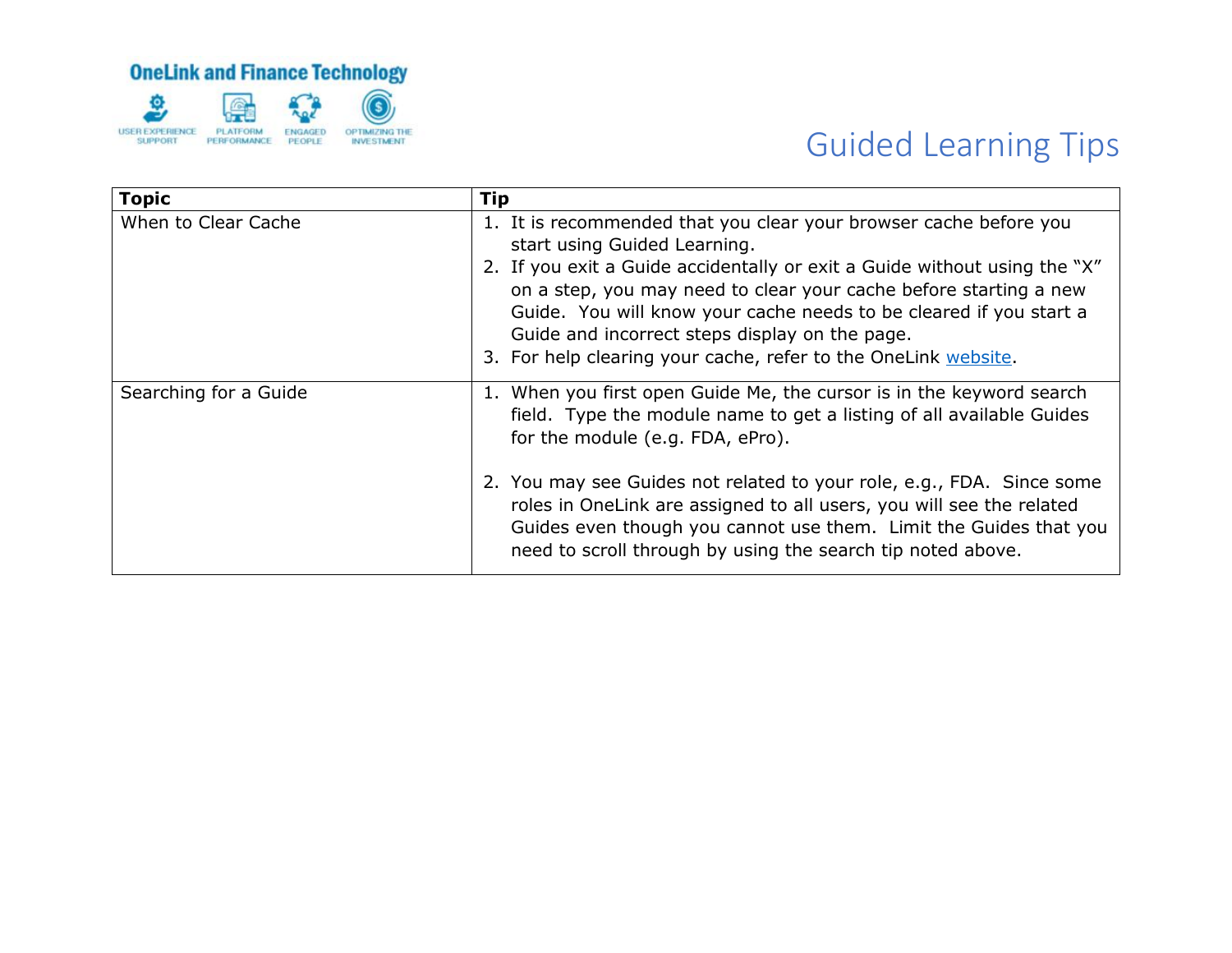OneLink and Finance Technology

USER EXPERIENCE SUPPORT | PLATFORM PERFORMANCE | ENGAGED PEOPLE | OPTIMIZING THE INVESTMENT

# Guided Learning Tips

| Topic | Tip |
|---|---|
| When to Clear Cache | 1. It is recommended that you clear your browser cache before you start using Guided Learning.<br>2. If you exit a Guide accidentally or exit a Guide without using the "X" on a step, you may need to clear your cache before starting a new Guide. You will know your cache needs to be cleared if you start a Guide and incorrect steps display on the page.<br>3. For help clearing your cache, refer to the OneLink website. |
| Searching for a Guide | 1. When you first open Guide Me, the cursor is in the keyword search field. Type the module name to get a listing of all available Guides for the module (e.g. FDA, ePro).<br><br>2. You may see Guides not related to your role, e.g., FDA. Since some roles in OneLink are assigned to all users, you will see the related Guides even though you cannot use them. Limit the Guides that you need to scroll through by using the search tip noted above. |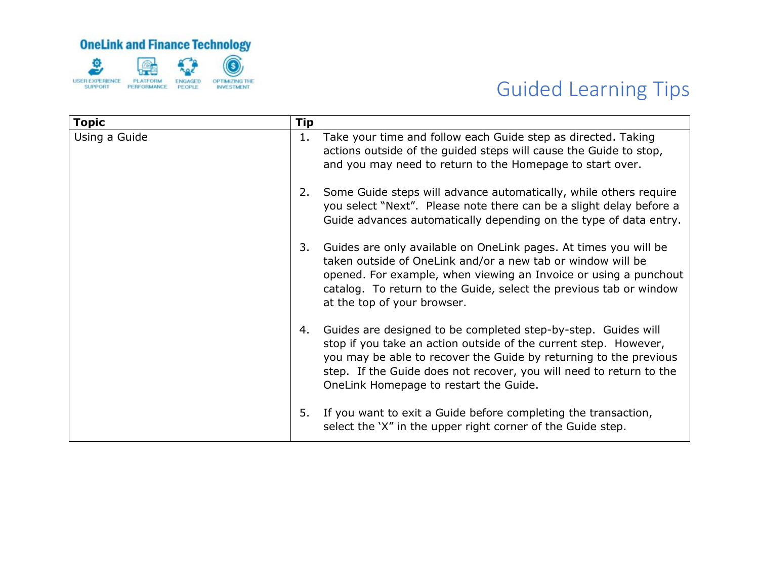# Guided Learning Tips

| Topic | Tip |
| --- | --- |
| Using a Guide | 1. Take your time and follow each Guide step as directed. Taking actions outside of the guided steps will cause the Guide to stop, and you may need to return to the Homepage to start over.<br><br>2. Some Guide steps will advance automatically, while others require you select "Next". Please note there can be a slight delay before a Guide advances automatically depending on the type of data entry.<br><br>3. Guides are only available on OneLink pages. At times you will be taken outside of OneLink and/or a new tab or window will be opened. For example, when viewing an Invoice or using a punchout catalog. To return to the Guide, select the previous tab or window at the top of your browser.<br><br>4. Guides are designed to be completed step-by-step. Guides will stop if you take an action outside of the current step. However, you may be able to recover the Guide by returning to the previous step. If the Guide does not recover, you will need to return to the OneLink Homepage to restart the Guide.<br><br>5. If you want to exit a Guide before completing the transaction, select the 'X" in the upper right corner of the Guide step. |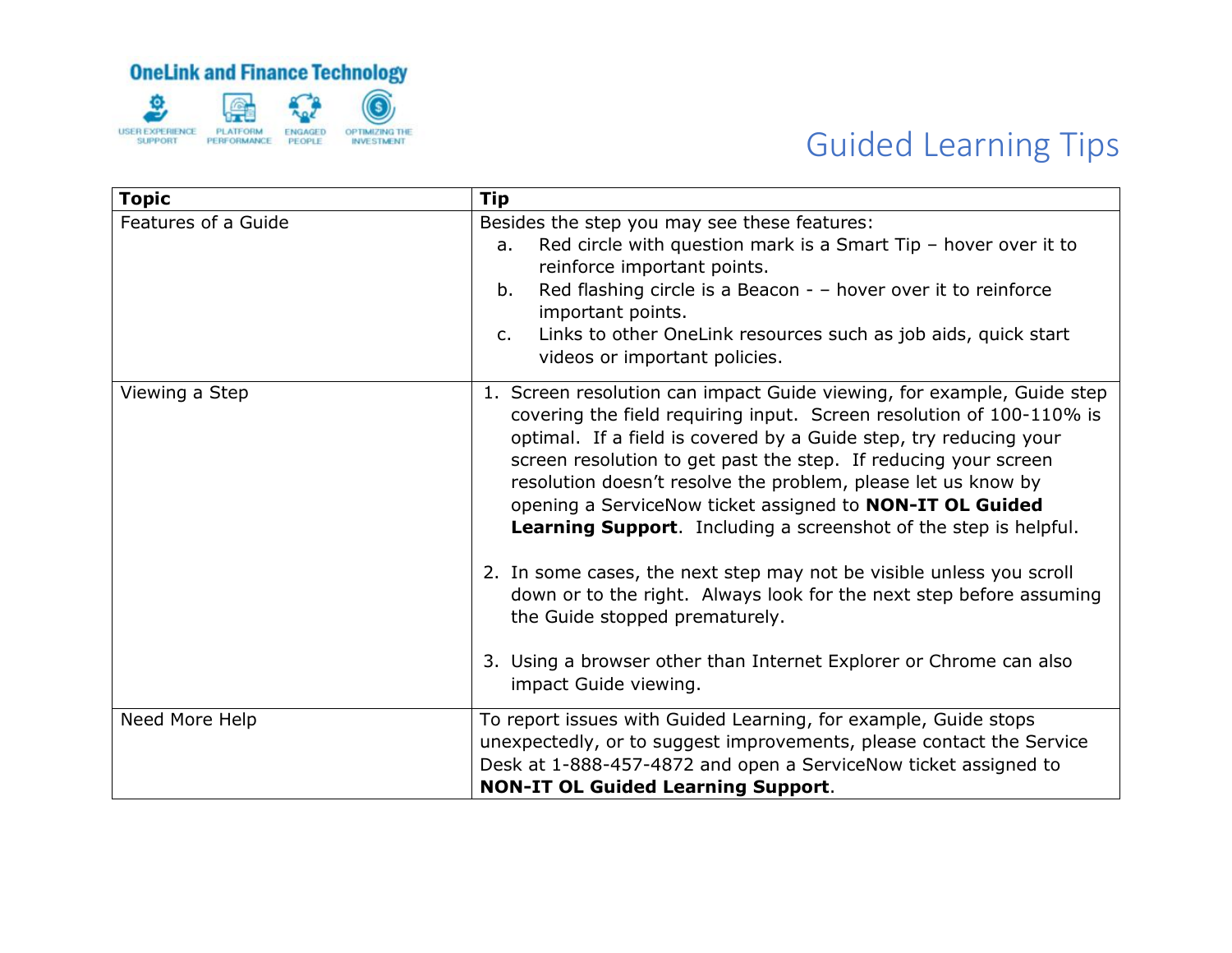# Guided Learning Tips

| Topic | Tip |
| --- | --- |
| Features of a Guide | Besides the step you may see these features:<br>a. Red circle with question mark is a Smart Tip – hover over it to reinforce important points.<br>b. Red flashing circle is a Beacon - – hover over it to reinforce important points.<br>c. Links to other OneLink resources such as job aids, quick start videos or important policies. |
| Viewing a Step | 1. Screen resolution can impact Guide viewing, for example, Guide step covering the field requiring input. Screen resolution of 100-110% is optimal. If a field is covered by a Guide step, try reducing your screen resolution to get past the step. If reducing your screen resolution doesn't resolve the problem, please let us know by opening a ServiceNow ticket assigned to **NON-IT OL Guided Learning Support**. Including a screenshot of the step is helpful.<br><br>2. In some cases, the next step may not be visible unless you scroll down or to the right. Always look for the next step before assuming the Guide stopped prematurely.<br><br>3. Using a browser other than Internet Explorer or Chrome can also impact Guide viewing. |
| Need More Help | To report issues with Guided Learning, for example, Guide stops unexpectedly, or to suggest improvements, please contact the Service Desk at 1-888-457-4872 and open a ServiceNow ticket assigned to **NON-IT OL Guided Learning Support**. |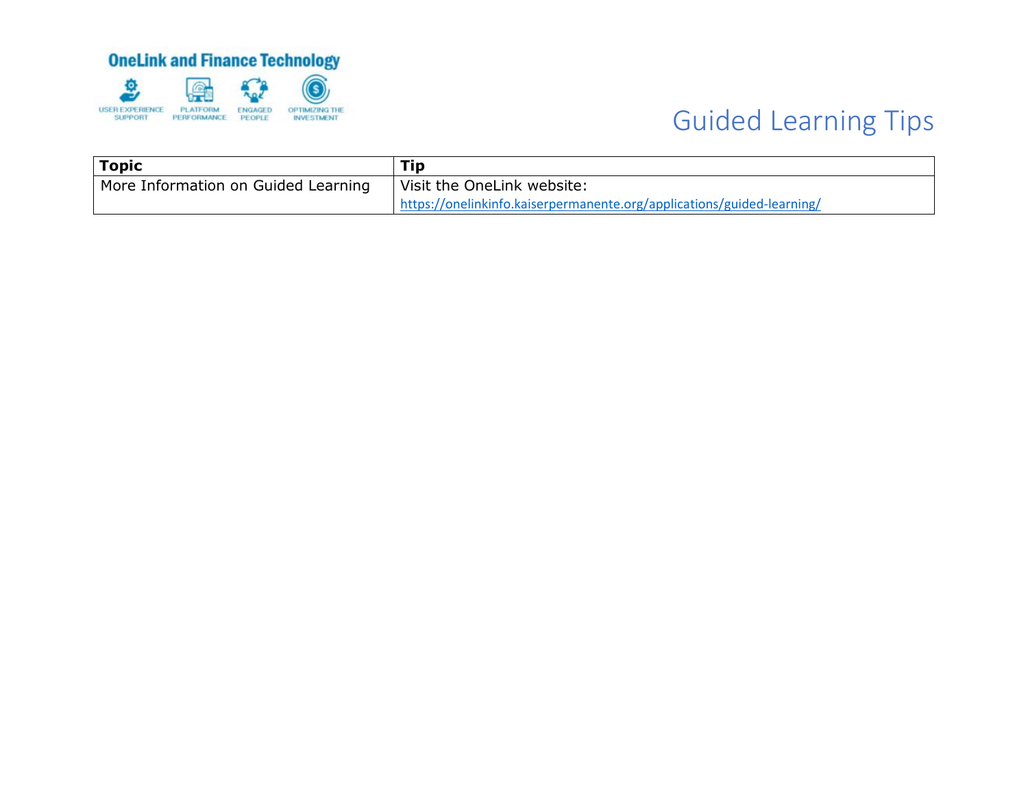# Guided Learning Tips

| Topic | Tip |
| --- | --- |
| More Information on Guided Learning | Visit the OneLink website: https://onelinkinfo.kaiserpermanente.org/applications/guided-learning/ |